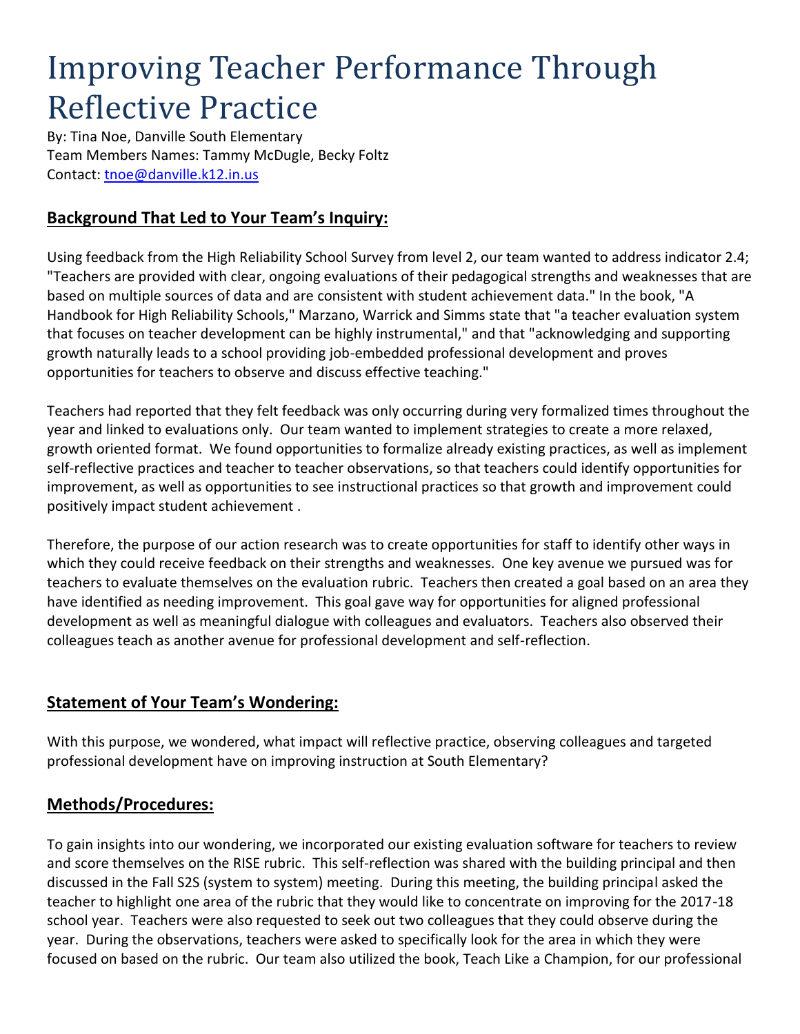# Improving Teacher Performance Through Reflective Practice

By: Tina Noe, Danville South Elementary
Team Members Names: Tammy McDugle, Becky Foltz
Contact: [tnoe@danville.k12.in.us](mailto:tnoe@danville.k12.in.us)

## Background That Led to Your Team's Inquiry:

Using feedback from the High Reliability School Survey from level 2, our team wanted to address indicator 2.4; "Teachers are provided with clear, ongoing evaluations of their pedagogical strengths and weaknesses that are based on multiple sources of data and are consistent with student achievement data." In the book, "A Handbook for High Reliability Schools," Marzano, Warrick and Simms state that "a teacher evaluation system that focuses on teacher development can be highly instrumental," and that "acknowledging and supporting growth naturally leads to a school providing job-embedded professional development and proves opportunities for teachers to observe and discuss effective teaching."

Teachers had reported that they felt feedback was only occurring during very formalized times throughout the year and linked to evaluations only. Our team wanted to implement strategies to create a more relaxed, growth oriented format. We found opportunities to formalize already existing practices, as well as implement self-reflective practices and teacher to teacher observations, so that teachers could identify opportunities for improvement, as well as opportunities to see instructional practices so that growth and improvement could positively impact student achievement .

Therefore, the purpose of our action research was to create opportunities for staff to identify other ways in which they could receive feedback on their strengths and weaknesses. One key avenue we pursued was for teachers to evaluate themselves on the evaluation rubric. Teachers then created a goal based on an area they have identified as needing improvement. This goal gave way for opportunities for aligned professional development as well as meaningful dialogue with colleagues and evaluators. Teachers also observed their colleagues teach as another avenue for professional development and self-reflection.

## Statement of Your Team's Wondering:

With this purpose, we wondered, what impact will reflective practice, observing colleagues and targeted professional development have on improving instruction at South Elementary?

## Methods/Procedures:

To gain insights into our wondering, we incorporated our existing evaluation software for teachers to review and score themselves on the RISE rubric. This self-reflection was shared with the building principal and then discussed in the Fall S2S (system to system) meeting. During this meeting, the building principal asked the teacher to highlight one area of the rubric that they would like to concentrate on improving for the 2017-18 school year. Teachers were also requested to seek out two colleagues that they could observe during the year. During the observations, teachers were asked to specifically look for the area in which they were focused on based on the rubric. Our team also utilized the book, Teach Like a Champion, for our professional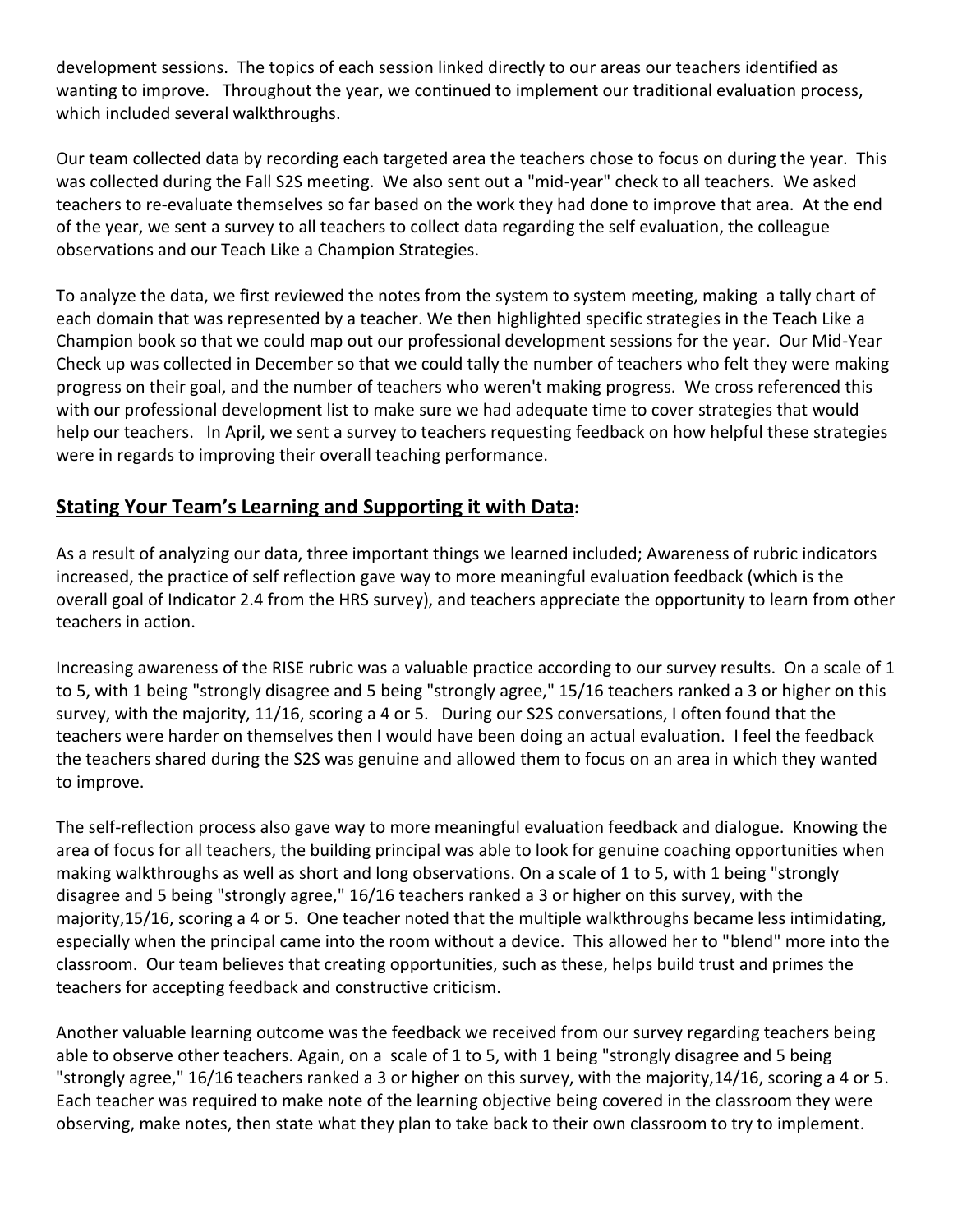development sessions. The topics of each session linked directly to our areas our teachers identified as wanting to improve. Throughout the year, we continued to implement our traditional evaluation process, which included several walkthroughs.

Our team collected data by recording each targeted area the teachers chose to focus on during the year. This was collected during the Fall S2S meeting. We also sent out a "mid-year" check to all teachers. We asked teachers to re-evaluate themselves so far based on the work they had done to improve that area. At the end of the year, we sent a survey to all teachers to collect data regarding the self evaluation, the colleague observations and our Teach Like a Champion Strategies.

To analyze the data, we first reviewed the notes from the system to system meeting, making a tally chart of each domain that was represented by a teacher. We then highlighted specific strategies in the Teach Like a Champion book so that we could map out our professional development sessions for the year. Our Mid-Year Check up was collected in December so that we could tally the number of teachers who felt they were making progress on their goal, and the number of teachers who weren't making progress. We cross referenced this with our professional development list to make sure we had adequate time to cover strategies that would help our teachers. In April, we sent a survey to teachers requesting feedback on how helpful these strategies were in regards to improving their overall teaching performance.

## **Stating Your Team's Learning and Supporting it with Data:**

As a result of analyzing our data, three important things we learned included; Awareness of rubric indicators increased, the practice of self reflection gave way to more meaningful evaluation feedback (which is the overall goal of Indicator 2.4 from the HRS survey), and teachers appreciate the opportunity to learn from other teachers in action.

Increasing awareness of the RISE rubric was a valuable practice according to our survey results. On a scale of 1 to 5, with 1 being "strongly disagree and 5 being "strongly agree," 15/16 teachers ranked a 3 or higher on this survey, with the majority, 11/16, scoring a 4 or 5. During our S2S conversations, I often found that the teachers were harder on themselves then I would have been doing an actual evaluation. I feel the feedback the teachers shared during the S2S was genuine and allowed them to focus on an area in which they wanted to improve.

The self-reflection process also gave way to more meaningful evaluation feedback and dialogue. Knowing the area of focus for all teachers, the building principal was able to look for genuine coaching opportunities when making walkthroughs as well as short and long observations. On a scale of 1 to 5, with 1 being "strongly disagree and 5 being "strongly agree," 16/16 teachers ranked a 3 or higher on this survey, with the majority,15/16, scoring a 4 or 5. One teacher noted that the multiple walkthroughs became less intimidating, especially when the principal came into the room without a device. This allowed her to "blend" more into the classroom. Our team believes that creating opportunities, such as these, helps build trust and primes the teachers for accepting feedback and constructive criticism.

Another valuable learning outcome was the feedback we received from our survey regarding teachers being able to observe other teachers. Again, on a scale of 1 to 5, with 1 being "strongly disagree and 5 being "strongly agree," 16/16 teachers ranked a 3 or higher on this survey, with the majority,14/16, scoring a 4 or 5. Each teacher was required to make note of the learning objective being covered in the classroom they were observing, make notes, then state what they plan to take back to their own classroom to try to implement.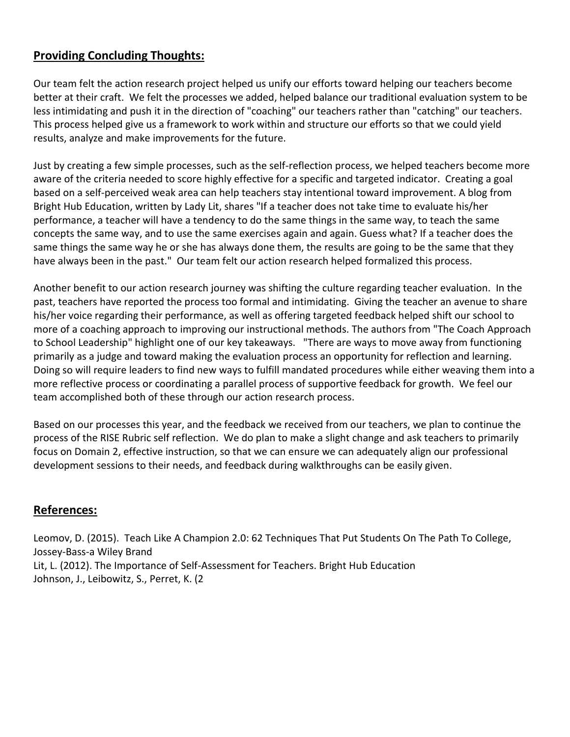## **Providing Concluding Thoughts:**

Our team felt the action research project helped us unify our efforts toward helping our teachers become better at their craft. We felt the processes we added, helped balance our traditional evaluation system to be less intimidating and push it in the direction of "coaching" our teachers rather than "catching" our teachers. This process helped give us a framework to work within and structure our efforts so that we could yield results, analyze and make improvements for the future.

Just by creating a few simple processes, such as the self-reflection process, we helped teachers become more aware of the criteria needed to score highly effective for a specific and targeted indicator. Creating a goal based on a self-perceived weak area can help teachers stay intentional toward improvement. A blog from Bright Hub Education, written by Lady Lit, shares "If a teacher does not take time to evaluate his/her performance, a teacher will have a tendency to do the same things in the same way, to teach the same concepts the same way, and to use the same exercises again and again. Guess what? If a teacher does the same things the same way he or she has always done them, the results are going to be the same that they have always been in the past." Our team felt our action research helped formalized this process.

Another benefit to our action research journey was shifting the culture regarding teacher evaluation. In the past, teachers have reported the process too formal and intimidating. Giving the teacher an avenue to share his/her voice regarding their performance, as well as offering targeted feedback helped shift our school to more of a coaching approach to improving our instructional methods. The authors from "The Coach Approach to School Leadership" highlight one of our key takeaways. "There are ways to move away from functioning primarily as a judge and toward making the evaluation process an opportunity for reflection and learning. Doing so will require leaders to find new ways to fulfill mandated procedures while either weaving them into a more reflective process or coordinating a parallel process of supportive feedback for growth. We feel our team accomplished both of these through our action research process.

Based on our processes this year, and the feedback we received from our teachers, we plan to continue the process of the RISE Rubric self reflection. We do plan to make a slight change and ask teachers to primarily focus on Domain 2, effective instruction, so that we can ensure we can adequately align our professional development sessions to their needs, and feedback during walkthroughs can be easily given.

## **References:**

Leomov, D. (2015). Teach Like A Champion 2.0: 62 Techniques That Put Students On The Path To College, Jossey-Bass-a Wiley Brand
Lit, L. (2012). The Importance of Self-Assessment for Teachers. Bright Hub Education
Johnson, J., Leibowitz, S., Perret, K. (2